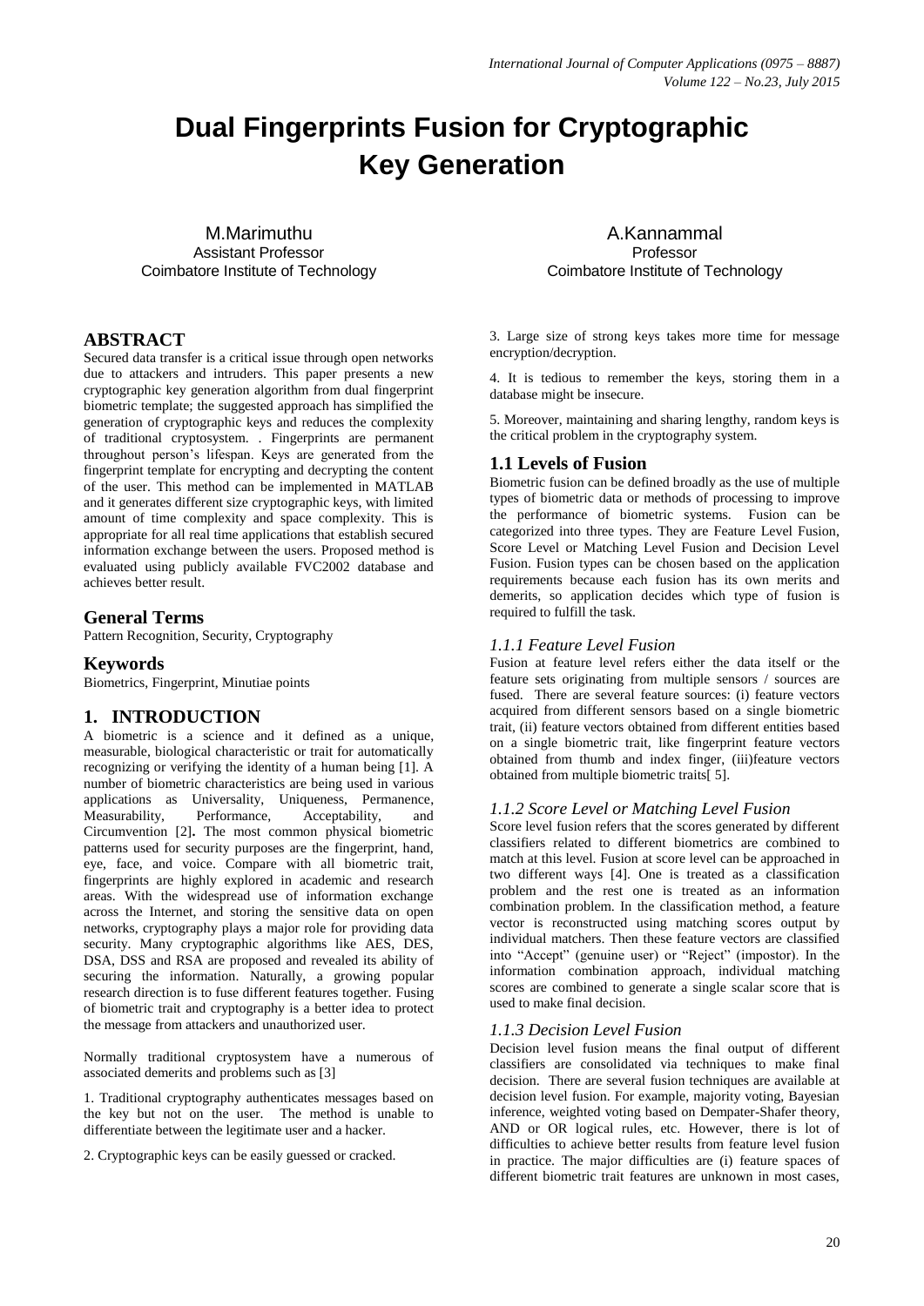# Dual Fingerprints Fusion for Cryptographic Key Generation

M.Marimuthu
Assistant Professor
Coimbatore Institute of Technology

A.Kannammal
Professor
Coimbatore Institute of Technology

## ABSTRACT

Secured data transfer is a critical issue through open networks due to attackers and intruders. This paper presents a new cryptographic key generation algorithm from dual fingerprint biometric template; the suggested approach has simplified the generation of cryptographic keys and reduces the complexity of traditional cryptosystem. . Fingerprints are permanent throughout person's lifespan. Keys are generated from the fingerprint template for encrypting and decrypting the content of the user. This method can be implemented in MATLAB and it generates different size cryptographic keys, with limited amount of time complexity and space complexity. This is appropriate for all real time applications that establish secured information exchange between the users. Proposed method is evaluated using publicly available FVC2002 database and achieves better result.

## General Terms

Pattern Recognition, Security, Cryptography

## Keywords

Biometrics, Fingerprint, Minutiae points

## 1. INTRODUCTION

A biometric is a science and it defined as a unique, measurable, biological characteristic or trait for automatically recognizing or verifying the identity of a human being [1]. A number of biometric characteristics are being used in various applications as Universality, Uniqueness, Permanence, Measurability, Performance, Acceptability, and Circumvention [2]. The most common physical biometric patterns used for security purposes are the fingerprint, hand, eye, face, and voice. Compare with all biometric trait, fingerprints are highly explored in academic and research areas. With the widespread use of information exchange across the Internet, and storing the sensitive data on open networks, cryptography plays a major role for providing data security. Many cryptographic algorithms like AES, DES, DSA, DSS and RSA are proposed and revealed its ability of securing the information. Naturally, a growing popular research direction is to fuse different features together. Fusing of biometric trait and cryptography is a better idea to protect the message from attackers and unauthorized user.

Normally traditional cryptosystem have a numerous of associated demerits and problems such as [3]

1. Traditional cryptography authenticates messages based on the key but not on the user. The method is unable to differentiate between the legitimate user and a hacker.

2. Cryptographic keys can be easily guessed or cracked.

3. Large size of strong keys takes more time for message encryption/decryption.

4. It is tedious to remember the keys, storing them in a database might be insecure.

5. Moreover, maintaining and sharing lengthy, random keys is the critical problem in the cryptography system.

### 1.1 Levels of Fusion

Biometric fusion can be defined broadly as the use of multiple types of biometric data or methods of processing to improve the performance of biometric systems. Fusion can be categorized into three types. They are Feature Level Fusion, Score Level or Matching Level Fusion and Decision Level Fusion. Fusion types can be chosen based on the application requirements because each fusion has its own merits and demerits, so application decides which type of fusion is required to fulfill the task.

#### *1.1.1 Feature Level Fusion*

Fusion at feature level refers either the data itself or the feature sets originating from multiple sensors / sources are fused. There are several feature sources: (i) feature vectors acquired from different sensors based on a single biometric trait, (ii) feature vectors obtained from different entities based on a single biometric trait, like fingerprint feature vectors obtained from thumb and index finger, (iii)feature vectors obtained from multiple biometric traits[ 5].

#### *1.1.2 Score Level or Matching Level Fusion*

Score level fusion refers that the scores generated by different classifiers related to different biometrics are combined to match at this level. Fusion at score level can be approached in two different ways [4]. One is treated as a classification problem and the rest one is treated as an information combination problem. In the classification method, a feature vector is reconstructed using matching scores output by individual matchers. Then these feature vectors are classified into "Accept" (genuine user) or "Reject" (impostor). In the information combination approach, individual matching scores are combined to generate a single scalar score that is used to make final decision.

#### *1.1.3 Decision Level Fusion*

Decision level fusion means the final output of different classifiers are consolidated via techniques to make final decision. There are several fusion techniques are available at decision level fusion. For example, majority voting, Bayesian inference, weighted voting based on Dempater-Shafer theory, AND or OR logical rules, etc. However, there is lot of difficulties to achieve better results from feature level fusion in practice. The major difficulties are (i) feature spaces of different biometric trait features are unknown in most cases,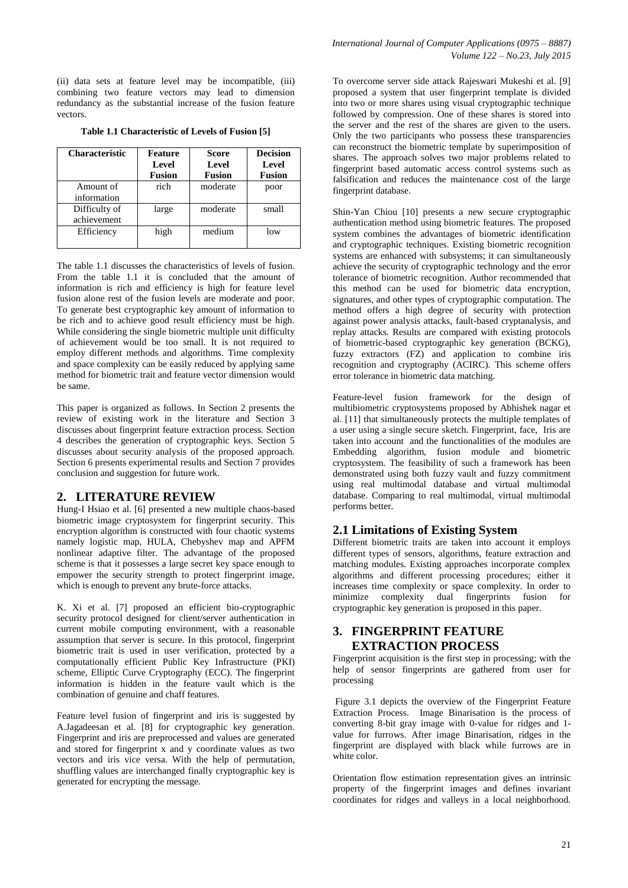(ii) data sets at feature level may be incompatible, (iii) combining two feature vectors may lead to dimension redundancy as the substantial increase of the fusion feature vectors.

**Table 1.1 Characteristic of Levels of Fusion [5]**

| Characteristic | Feature Level Fusion | Score Level Fusion | Decision Level Fusion |
|---|---|---|---|
| Amount of information | rich | moderate | poor |
| Difficulty of achievement | large | moderate | small |
| Efficiency | high | medium | low |

The table 1.1 discusses the characteristics of levels of fusion. From the table 1.1 it is concluded that the amount of information is rich and efficiency is high for feature level fusion alone rest of the fusion levels are moderate and poor. To generate best cryptographic key amount of information to be rich and to achieve good result efficiency must be high. While considering the single biometric multiple unit difficulty of achievement would be too small. It is not required to employ different methods and algorithms. Time complexity and space complexity can be easily reduced by applying same method for biometric trait and feature vector dimension would be same.

This paper is organized as follows. In Section 2 presents the review of existing work in the literature and Section 3 discusses about fingerprint feature extraction process. Section 4 describes the generation of cryptographic keys. Section 5 discusses about security analysis of the proposed approach. Section 6 presents experimental results and Section 7 provides conclusion and suggestion for future work.

## 2. LITERATURE REVIEW

Hung-I Hsiao et al. [6] presented a new multiple chaos-based biometric image cryptosystem for fingerprint security. This encryption algorithm is constructed with four chaotic systems namely logistic map, HULA, Chebyshev map and APFM nonlinear adaptive filter. The advantage of the proposed scheme is that it possesses a large secret key space enough to empower the security strength to protect fingerprint image, which is enough to prevent any brute-force attacks.

K. Xi et al. [7] proposed an efficient bio-cryptographic security protocol designed for client/server authentication in current mobile computing environment, with a reasonable assumption that server is secure. In this protocol, fingerprint biometric trait is used in user verification, protected by a computationally efficient Public Key Infrastructure (PKI) scheme, Elliptic Curve Cryptography (ECC). The fingerprint information is hidden in the feature vault which is the combination of genuine and chaff features.

Feature level fusion of fingerprint and iris is suggested by A.Jagadeesan et al. [8] for cryptographic key generation. Fingerprint and iris are preprocessed and values are generated and stored for fingerprint x and y coordinate values as two vectors and iris vice versa. With the help of permutation, shuffling values are interchanged finally cryptographic key is generated for encrypting the message.

To overcome server side attack Rajeswari Mukeshi et al. [9] proposed a system that user fingerprint template is divided into two or more shares using visual cryptographic technique followed by compression. One of these shares is stored into the server and the rest of the shares are given to the users. Only the two participants who possess these transparencies can reconstruct the biometric template by superimposition of shares. The approach solves two major problems related to fingerprint based automatic access control systems such as falsification and reduces the maintenance cost of the large fingerprint database.

Shin-Yan Chiou [10] presents a new secure cryptographic authentication method using biometric features. The proposed system combines the advantages of biometric identification and cryptographic techniques. Existing biometric recognition systems are enhanced with subsystems; it can simultaneously achieve the security of cryptographic technology and the error tolerance of biometric recognition. Author recommended that this method can be used for biometric data encryption, signatures, and other types of cryptographic computation. The method offers a high degree of security with protection against power analysis attacks, fault-based cryptanalysis, and replay attacks. Results are compared with existing protocols of biometric-based cryptographic key generation (BCKG), fuzzy extractors (FZ) and application to combine iris recognition and cryptography (ACIRC). This scheme offers error tolerance in biometric data matching.

Feature-level fusion framework for the design of multibiometric cryptosystems proposed by Abhishek nagar et al. [11] that simultaneously protects the multiple templates of a user using a single secure sketch. Fingerprint, face, Iris are taken into account and the functionalities of the modules are Embedding algorithm, fusion module and biometric cryptosystem. The feasibility of such a framework has been demonstrated using both fuzzy vault and fuzzy commitment using real multimodal database and virtual multimodal database. Comparing to real multimodal, virtual multimodal performs better.

### 2.1 Limitations of Existing System

Different biometric traits are taken into account it employs different types of sensors, algorithms, feature extraction and matching modules. Existing approaches incorporate complex algorithms and different processing procedures; either it increases time complexity or space complexity. In order to minimize complexity dual fingerprints fusion for cryptographic key generation is proposed in this paper.

## 3. FINGERPRINT FEATURE EXTRACTION PROCESS

Fingerprint acquisition is the first step in processing; with the help of sensor fingerprints are gathered from user for processing

Figure 3.1 depicts the overview of the Fingerprint Feature Extraction Process. Image Binarisation is the process of converting 8-bit gray image with 0-value for ridges and 1-value for furrows. After image Binarisation, ridges in the fingerprint are displayed with black while furrows are in white color.

Orientation flow estimation representation gives an intrinsic property of the fingerprint images and defines invariant coordinates for ridges and valleys in a local neighborhood.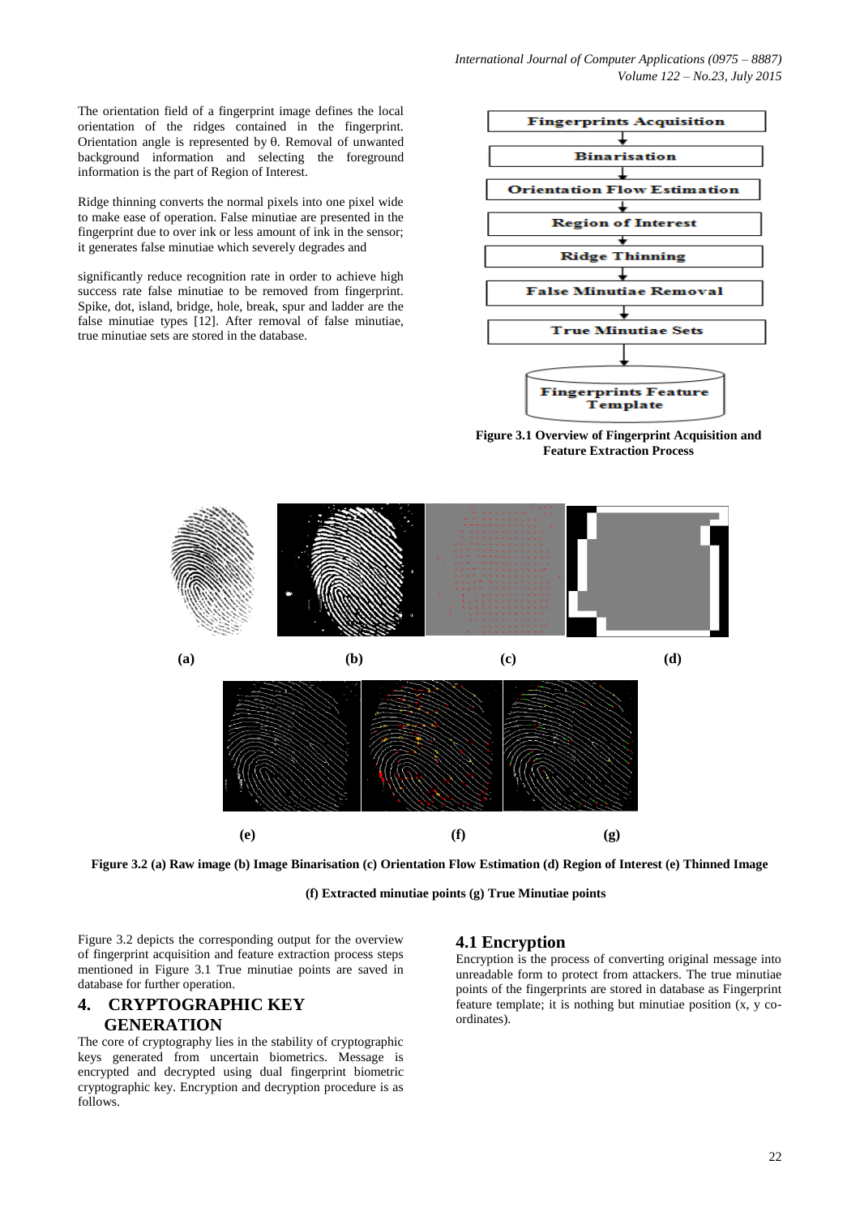The orientation field of a fingerprint image defines the local orientation of the ridges contained in the fingerprint. Orientation angle is represented by θ. Removal of unwanted background information and selecting the foreground information is the part of Region of Interest.

Ridge thinning converts the normal pixels into one pixel wide to make ease of operation. False minutiae are presented in the fingerprint due to over ink or less amount of ink in the sensor; it generates false minutiae which severely degrades and significantly reduce recognition rate in order to achieve high success rate false minutiae to be removed from fingerprint. Spike, dot, island, bridge, hole, break, spur and ladder are the false minutiae types [12]. After removal of false minutiae, true minutiae sets are stored in the database.

Fingerprints Acquisition → Binarisation → Orientation Flow Estimation → Region of Interest → Ridge Thinning → False Minutiae Removal → True Minutiae Sets → Fingerprints Feature Template

**Figure 3.1 Overview of Fingerprint Acquisition and Feature Extraction Process**

(a) (b) (c) (d)

(e) (f) (g)

**Figure 3.2 (a) Raw image (b) Image Binarisation (c) Orientation Flow Estimation (d) Region of Interest (e) Thinned Image (f) Extracted minutiae points (g) True Minutiae points**

Figure 3.2 depicts the corresponding output for the overview of fingerprint acquisition and feature extraction process steps mentioned in Figure 3.1 True minutiae points are saved in database for further operation.

## 4. CRYPTOGRAPHIC KEY GENERATION

The core of cryptography lies in the stability of cryptographic keys generated from uncertain biometrics. Message is encrypted and decrypted using dual fingerprint biometric cryptographic key. Encryption and decryption procedure is as follows.

### 4.1 Encryption

Encryption is the process of converting original message into unreadable form to protect from attackers. The true minutiae points of the fingerprints are stored in database as Fingerprint feature template; it is nothing but minutiae position (x, y co-ordinates).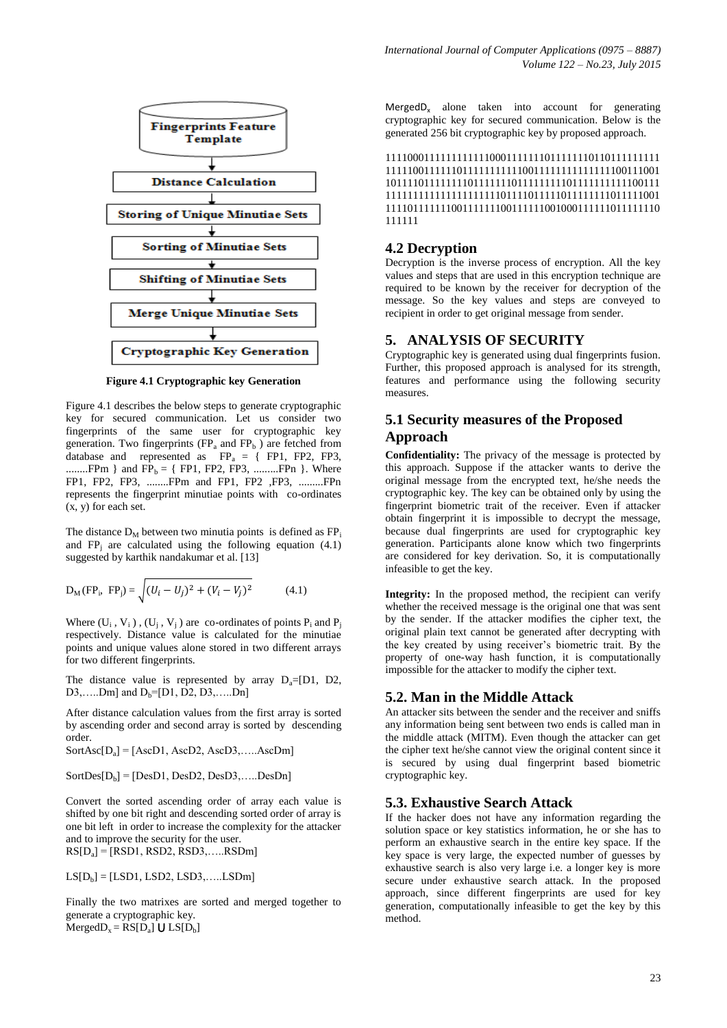Fingerprints Feature Template

Distance Calculation

Storing of Unique Minutiae Sets

Sorting of Minutiae Sets

Shifting of Minutiae Sets

Merge Unique Minutiae Sets

Cryptographic Key Generation

**Figure 4.1 Cryptographic key Generation**

Figure 4.1 describes the below steps to generate cryptographic key for secured communication. Let us consider two fingerprints of the same user for cryptographic key generation. Two fingerprints ($FP_a$ and $FP_b$ ) are fetched from database and represented as $FP_a$ = { FP1, FP2, FP3, ........FPm } and $FP_b$ = { FP1, FP2, FP3, .........FPn }. Where FP1, FP2, FP3, ........FPm and FP1, FP2 ,FP3, .........FPn represents the fingerprint minutiae points with co-ordinates (x, y) for each set.

The distance $D_M$ between two minutia points is defined as $FP_i$ and $FP_j$ are calculated using the following equation (4.1) suggested by karthik nandakumar et al. [13]

$$D_M(FP_i, FP_j) = \sqrt{(U_i - U_j)^2 + (V_i - V_j)^2} \quad (4.1)$$

Where ($U_i$ , $V_i$ ) , ($U_j$ , $V_j$ ) are co-ordinates of points $P_i$ and $P_j$ respectively. Distance value is calculated for the minutiae points and unique values alone stored in two different arrays for two different fingerprints.

The distance value is represented by array $D_a$=[D1, D2, D3,…..Dm] and $D_b$=[D1, D2, D3,…..Dn]

After distance calculation values from the first array is sorted by ascending order and second array is sorted by descending order.

SortAsc[$D_a$] = [AscD1, AscD2, AscD3,…..AscDm]

SortDes[$D_b$] = [DesD1, DesD2, DesD3,…..DesDn]

Convert the sorted ascending order of array each value is shifted by one bit right and descending sorted order of array is one bit left in order to increase the complexity for the attacker and to improve the security for the user.

RS[$D_a$] = [RSD1, RSD2, RSD3,…..RSDm]

LS[$D_b$] = [LSD1, LSD2, LSD3,…..LSDm]

Finally the two matrixes are sorted and merged together to generate a cryptographic key.

$MergedD_x = RS[D_a] \cup LS[D_b]$

$MergedD_x$ alone taken into account for generating cryptographic key for secured communication. Below is the generated 256 bit cryptographic key by proposed approach.

1111000111111111111000111111101111111011011111111 1111100111111011111111110011111111111111100111001 1011110111111110111111101111111101111111111100111 1111111111111111111101111011111011111111011111001 1111011111110011111110011111001000111111011111110 111111

## 4.2 Decryption

Decryption is the inverse process of encryption. All the key values and steps that are used in this encryption technique are required to be known by the receiver for decryption of the message. So the key values and steps are conveyed to recipient in order to get original message from sender.

## 5. ANALYSIS OF SECURITY

Cryptographic key is generated using dual fingerprints fusion. Further, this proposed approach is analysed for its strength, features and performance using the following security measures.

## 5.1 Security measures of the Proposed Approach

**Confidentiality:** The privacy of the message is protected by this approach. Suppose if the attacker wants to derive the original message from the encrypted text, he/she needs the cryptographic key. The key can be obtained only by using the fingerprint biometric trait of the receiver. Even if attacker obtain fingerprint it is impossible to decrypt the message, because dual fingerprints are used for cryptographic key generation. Participants alone know which two fingerprints are considered for key derivation. So, it is computationally infeasible to get the key.

**Integrity:** In the proposed method, the recipient can verify whether the received message is the original one that was sent by the sender. If the attacker modifies the cipher text, the original plain text cannot be generated after decrypting with the key created by using receiver's biometric trait. By the property of one-way hash function, it is computationally impossible for the attacker to modify the cipher text.

## 5.2. Man in the Middle Attack

An attacker sits between the sender and the receiver and sniffs any information being sent between two ends is called man in the middle attack (MITM). Even though the attacker can get the cipher text he/she cannot view the original content since it is secured by using dual fingerprint based biometric cryptographic key.

## 5.3. Exhaustive Search Attack

If the hacker does not have any information regarding the solution space or key statistics information, he or she has to perform an exhaustive search in the entire key space. If the key space is very large, the expected number of guesses by exhaustive search is also very large i.e. a longer key is more secure under exhaustive search attack. In the proposed approach, since different fingerprints are used for key generation, computationally infeasible to get the key by this method.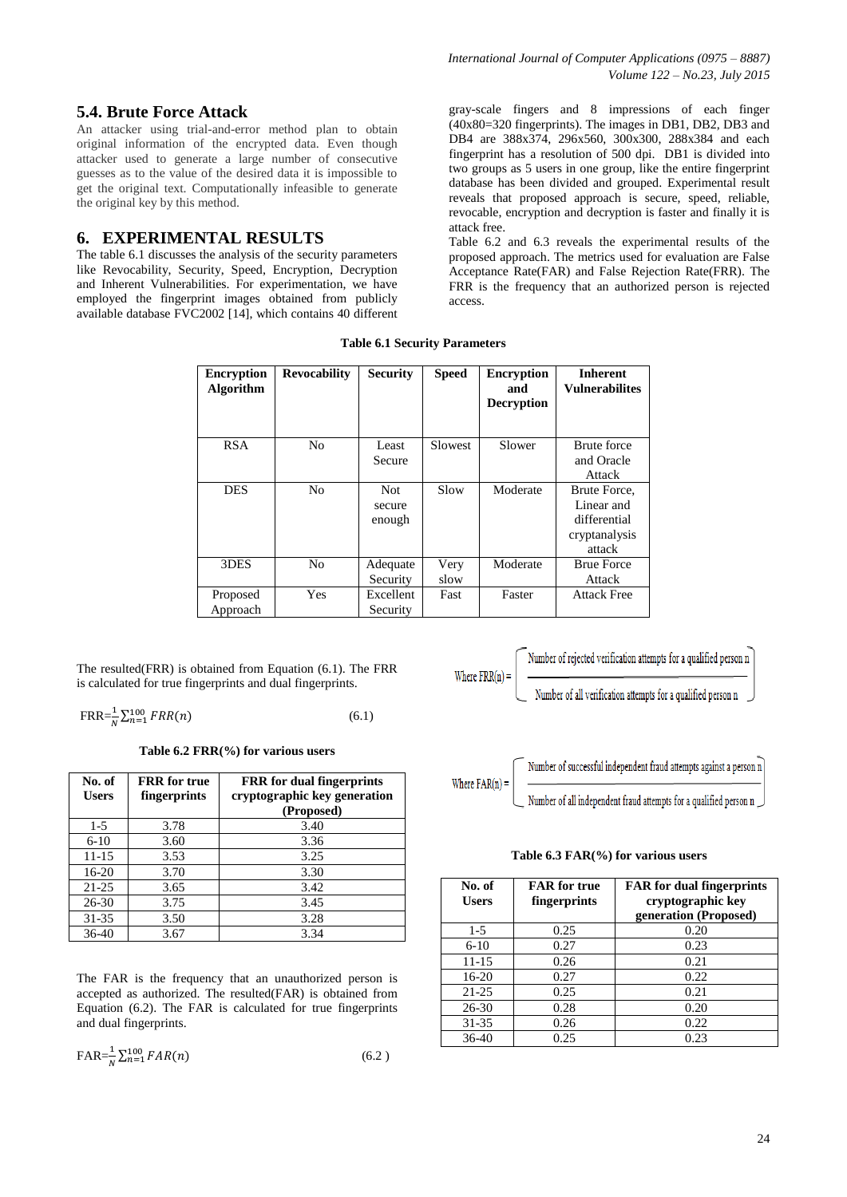## 5.4. Brute Force Attack

An attacker using trial-and-error method plan to obtain original information of the encrypted data. Even though attacker used to generate a large number of consecutive guesses as to the value of the desired data it is impossible to get the original text. Computationally infeasible to generate the original key by this method.

## 6. EXPERIMENTAL RESULTS

The table 6.1 discusses the analysis of the security parameters like Revocability, Security, Speed, Encryption, Decryption and Inherent Vulnerabilities. For experimentation, we have employed the fingerprint images obtained from publicly available database FVC2002 [14], which contains 40 different gray-scale fingers and 8 impressions of each finger (40x80=320 fingerprints). The images in DB1, DB2, DB3 and DB4 are 388x374, 296x560, 300x300, 288x384 and each fingerprint has a resolution of 500 dpi. DB1 is divided into two groups as 5 users in one group, like the entire fingerprint database has been divided and grouped. Experimental result reveals that proposed approach is secure, speed, reliable, revocable, encryption and decryption is faster and finally it is attack free.

Table 6.2 and 6.3 reveals the experimental results of the proposed approach. The metrics used for evaluation are False Acceptance Rate(FAR) and False Rejection Rate(FRR). The FRR is the frequency that an authorized person is rejected access.

**Table 6.1 Security Parameters**

| Encryption Algorithm | Revocability | Security | Speed | Encryption and Decryption | Inherent Vulnerabilites |
|---|---|---|---|---|---|
| RSA | No | Least Secure | Slowest | Slower | Brute force and Oracle Attack |
| DES | No | Not secure enough | Slow | Moderate | Brute Force, Linear and differential cryptanalysis attack |
| 3DES | No | Adequate Security | Very slow | Moderate | Brue Force Attack |
| Proposed Approach | Yes | Excellent Security | Fast | Faster | Attack Free |

The resulted(FRR) is obtained from Equation (6.1). The FRR is calculated for true fingerprints and dual fingerprints.

$$FRR=\frac{1}{N}\sum_{n=1}^{100} FRR(n) \qquad (6.1)$$

$$\text{Where } FRR(n) = \left( \frac{\text{Number of rejected verification attempts for a qualified person n}}{\text{Number of all verification attempts for a qualified person n}} \right)$$

**Table 6.2 FRR(%) for various users**

| No. of Users | FRR for true fingerprints | FRR for dual fingerprints cryptographic key generation (Proposed) |
|---|---|---|
| 1-5 | 3.78 | 3.40 |
| 6-10 | 3.60 | 3.36 |
| 11-15 | 3.53 | 3.25 |
| 16-20 | 3.70 | 3.30 |
| 21-25 | 3.65 | 3.42 |
| 26-30 | 3.75 | 3.45 |
| 31-35 | 3.50 | 3.28 |
| 36-40 | 3.67 | 3.34 |

The FAR is the frequency that an unauthorized person is accepted as authorized. The resulted(FAR) is obtained from Equation (6.2). The FAR is calculated for true fingerprints and dual fingerprints.

$$FAR=\frac{1}{N}\sum_{n=1}^{100} FAR(n) \qquad (6.2)$$

$$\text{Where } FAR(n) = \left( \frac{\text{Number of successful independent fraud attempts against a person n}}{\text{Number of all independent fraud attempts for a qualified person n}} \right)$$

**Table 6.3 FAR(%) for various users**

| No. of Users | FAR for true fingerprints | FAR for dual fingerprints cryptographic key generation (Proposed) |
|---|---|---|
| 1-5 | 0.25 | 0.20 |
| 6-10 | 0.27 | 0.23 |
| 11-15 | 0.26 | 0.21 |
| 16-20 | 0.27 | 0.22 |
| 21-25 | 0.25 | 0.21 |
| 26-30 | 0.28 | 0.20 |
| 31-35 | 0.26 | 0.22 |
| 36-40 | 0.25 | 0.23 |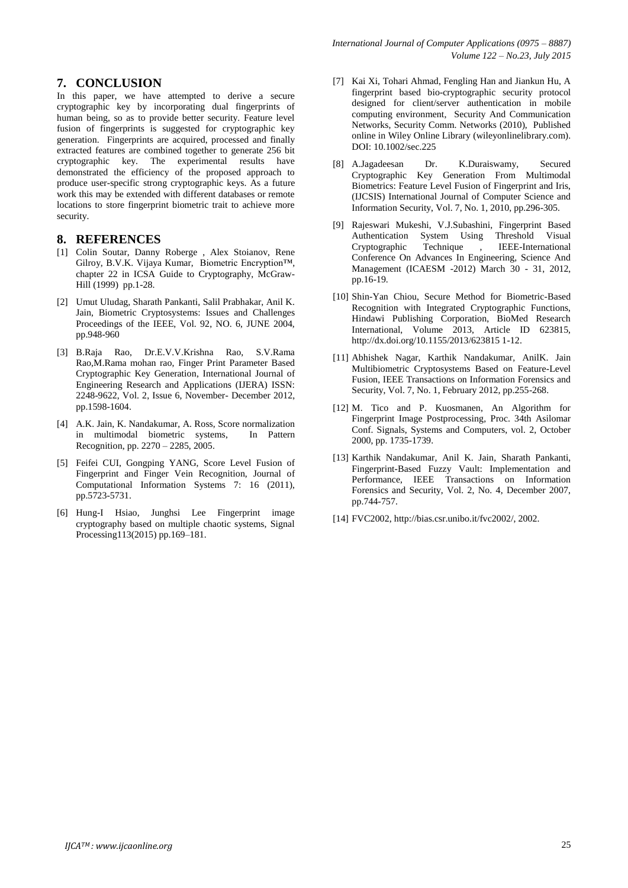## 7. CONCLUSION

In this paper, we have attempted to derive a secure cryptographic key by incorporating dual fingerprints of human being, so as to provide better security. Feature level fusion of fingerprints is suggested for cryptographic key generation. Fingerprints are acquired, processed and finally extracted features are combined together to generate 256 bit cryptographic key. The experimental results have demonstrated the efficiency of the proposed approach to produce user-specific strong cryptographic keys. As a future work this may be extended with different databases or remote locations to store fingerprint biometric trait to achieve more security.

## 8. REFERENCES

[1] Colin Soutar, Danny Roberge , Alex Stoianov, Rene Gilroy, B.V.K. Vijaya Kumar, Biometric Encryption™, chapter 22 in ICSA Guide to Cryptography, McGraw-Hill (1999) pp.1-28.

[2] Umut Uludag, Sharath Pankanti, Salil Prabhakar, Anil K. Jain, Biometric Cryptosystems: Issues and Challenges Proceedings of the IEEE, Vol. 92, NO. 6, JUNE 2004, pp.948-960

[3] B.Raja Rao, Dr.E.V.V.Krishna Rao, S.V.Rama Rao,M.Rama mohan rao, Finger Print Parameter Based Cryptographic Key Generation, International Journal of Engineering Research and Applications (IJERA) ISSN: 2248-9622, Vol. 2, Issue 6, November- December 2012, pp.1598-1604.

[4] A.K. Jain, K. Nandakumar, A. Ross, Score normalization in multimodal biometric systems, In Pattern Recognition, pp. 2270 – 2285, 2005.

[5] Feifei CUI, Gongping YANG, Score Level Fusion of Fingerprint and Finger Vein Recognition, Journal of Computational Information Systems 7: 16 (2011), pp.5723-5731.

[6] Hung-I Hsiao, Junghsi Lee Fingerprint image cryptography based on multiple chaotic systems, Signal Processing113(2015) pp.169–181.

[7] Kai Xi, Tohari Ahmad, Fengling Han and Jiankun Hu, A fingerprint based bio-cryptographic security protocol designed for client/server authentication in mobile computing environment, Security And Communication Networks, Security Comm. Networks (2010), Published online in Wiley Online Library (wileyonlinelibrary.com). DOI: 10.1002/sec.225

[8] A.Jagadeesan Dr. K.Duraiswamy, Secured Cryptographic Key Generation From Multimodal Biometrics: Feature Level Fusion of Fingerprint and Iris, (IJCSIS) International Journal of Computer Science and Information Security, Vol. 7, No. 1, 2010, pp.296-305.

[9] Rajeswari Mukeshi, V.J.Subashini, Fingerprint Based Authentication System Using Threshold Visual Cryptographic Technique , IEEE-International Conference On Advances In Engineering, Science And Management (ICAESM -2012) March 30 - 31, 2012, pp.16-19.

[10] Shin-Yan Chiou, Secure Method for Biometric-Based Recognition with Integrated Cryptographic Functions, Hindawi Publishing Corporation, BioMed Research International, Volume 2013, Article ID 623815, http://dx.doi.org/10.1155/2013/623815 1-12.

[11] Abhishek Nagar, Karthik Nandakumar, AnilK. Jain Multibiometric Cryptosystems Based on Feature-Level Fusion, IEEE Transactions on Information Forensics and Security, Vol. 7, No. 1, February 2012, pp.255-268.

[12] M. Tico and P. Kuosmanen, An Algorithm for Fingerprint Image Postprocessing, Proc. 34th Asilomar Conf. Signals, Systems and Computers, vol. 2, October 2000, pp. 1735-1739.

[13] Karthik Nandakumar, Anil K. Jain, Sharath Pankanti, Fingerprint-Based Fuzzy Vault: Implementation and Performance, IEEE Transactions on Information Forensics and Security, Vol. 2, No. 4, December 2007, pp.744-757.

[14] FVC2002, http://bias.csr.unibo.it/fvc2002/, 2002.